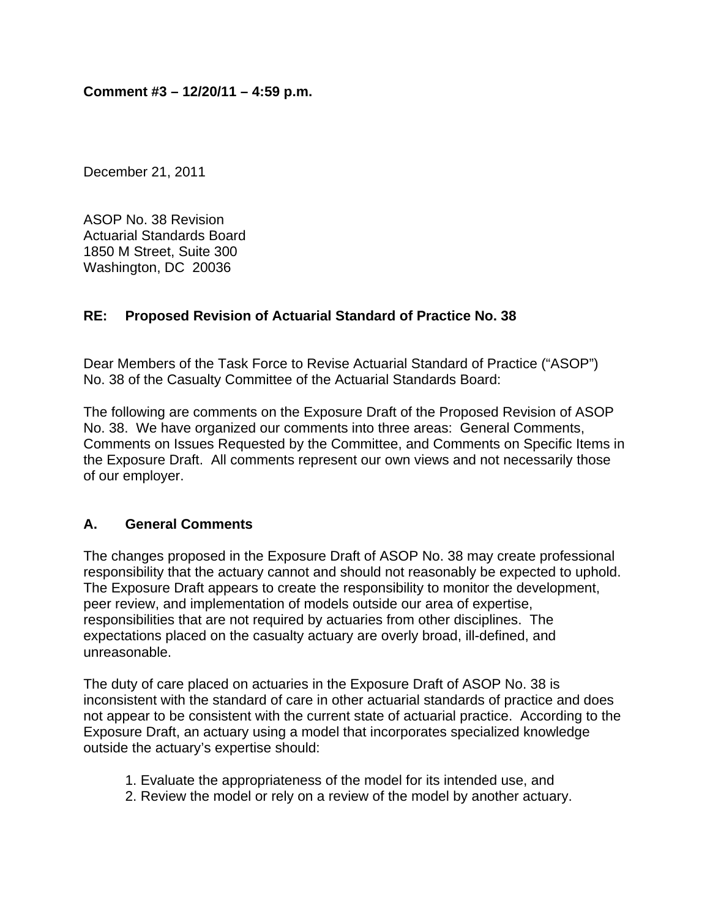**Comment #3 – 12/20/11 – 4:59 p.m.**

December 21, 2011

ASOP No. 38 Revision
Actuarial Standards Board
1850 M Street, Suite 300
Washington, DC 20036

**RE: Proposed Revision of Actuarial Standard of Practice No. 38**

Dear Members of the Task Force to Revise Actuarial Standard of Practice ("ASOP") No. 38 of the Casualty Committee of the Actuarial Standards Board:

The following are comments on the Exposure Draft of the Proposed Revision of ASOP No. 38. We have organized our comments into three areas: General Comments, Comments on Issues Requested by the Committee, and Comments on Specific Items in the Exposure Draft. All comments represent our own views and not necessarily those of our employer.

## A. General Comments

The changes proposed in the Exposure Draft of ASOP No. 38 may create professional responsibility that the actuary cannot and should not reasonably be expected to uphold. The Exposure Draft appears to create the responsibility to monitor the development, peer review, and implementation of models outside our area of expertise, responsibilities that are not required by actuaries from other disciplines. The expectations placed on the casualty actuary are overly broad, ill-defined, and unreasonable.

The duty of care placed on actuaries in the Exposure Draft of ASOP No. 38 is inconsistent with the standard of care in other actuarial standards of practice and does not appear to be consistent with the current state of actuarial practice. According to the Exposure Draft, an actuary using a model that incorporates specialized knowledge outside the actuary's expertise should:

1. Evaluate the appropriateness of the model for its intended use, and
2. Review the model or rely on a review of the model by another actuary.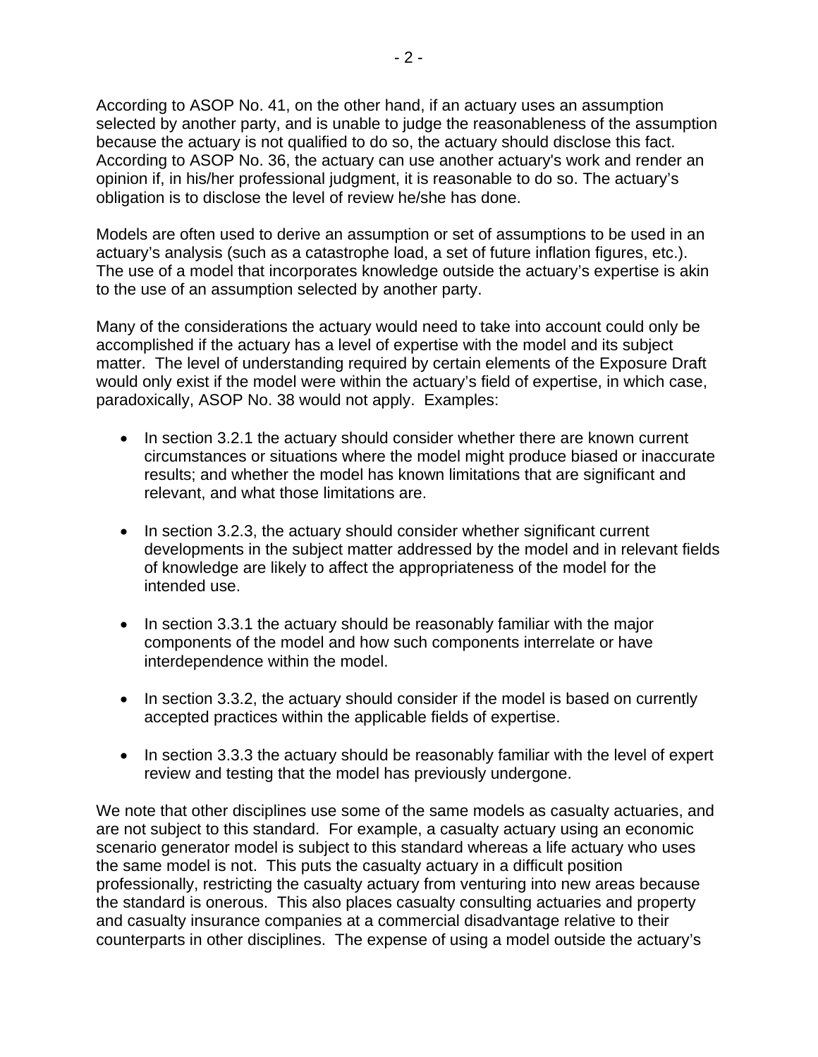According to ASOP No. 41, on the other hand, if an actuary uses an assumption selected by another party, and is unable to judge the reasonableness of the assumption because the actuary is not qualified to do so, the actuary should disclose this fact. According to ASOP No. 36, the actuary can use another actuary's work and render an opinion if, in his/her professional judgment, it is reasonable to do so. The actuary's obligation is to disclose the level of review he/she has done.

Models are often used to derive an assumption or set of assumptions to be used in an actuary's analysis (such as a catastrophe load, a set of future inflation figures, etc.). The use of a model that incorporates knowledge outside the actuary's expertise is akin to the use of an assumption selected by another party.

Many of the considerations the actuary would need to take into account could only be accomplished if the actuary has a level of expertise with the model and its subject matter. The level of understanding required by certain elements of the Exposure Draft would only exist if the model were within the actuary's field of expertise, in which case, paradoxically, ASOP No. 38 would not apply. Examples:

- In section 3.2.1 the actuary should consider whether there are known current circumstances or situations where the model might produce biased or inaccurate results; and whether the model has known limitations that are significant and relevant, and what those limitations are.

- In section 3.2.3, the actuary should consider whether significant current developments in the subject matter addressed by the model and in relevant fields of knowledge are likely to affect the appropriateness of the model for the intended use.

- In section 3.3.1 the actuary should be reasonably familiar with the major components of the model and how such components interrelate or have interdependence within the model.

- In section 3.3.2, the actuary should consider if the model is based on currently accepted practices within the applicable fields of expertise.

- In section 3.3.3 the actuary should be reasonably familiar with the level of expert review and testing that the model has previously undergone.

We note that other disciplines use some of the same models as casualty actuaries, and are not subject to this standard. For example, a casualty actuary using an economic scenario generator model is subject to this standard whereas a life actuary who uses the same model is not. This puts the casualty actuary in a difficult position professionally, restricting the casualty actuary from venturing into new areas because the standard is onerous. This also places casualty consulting actuaries and property and casualty insurance companies at a commercial disadvantage relative to their counterparts in other disciplines. The expense of using a model outside the actuary's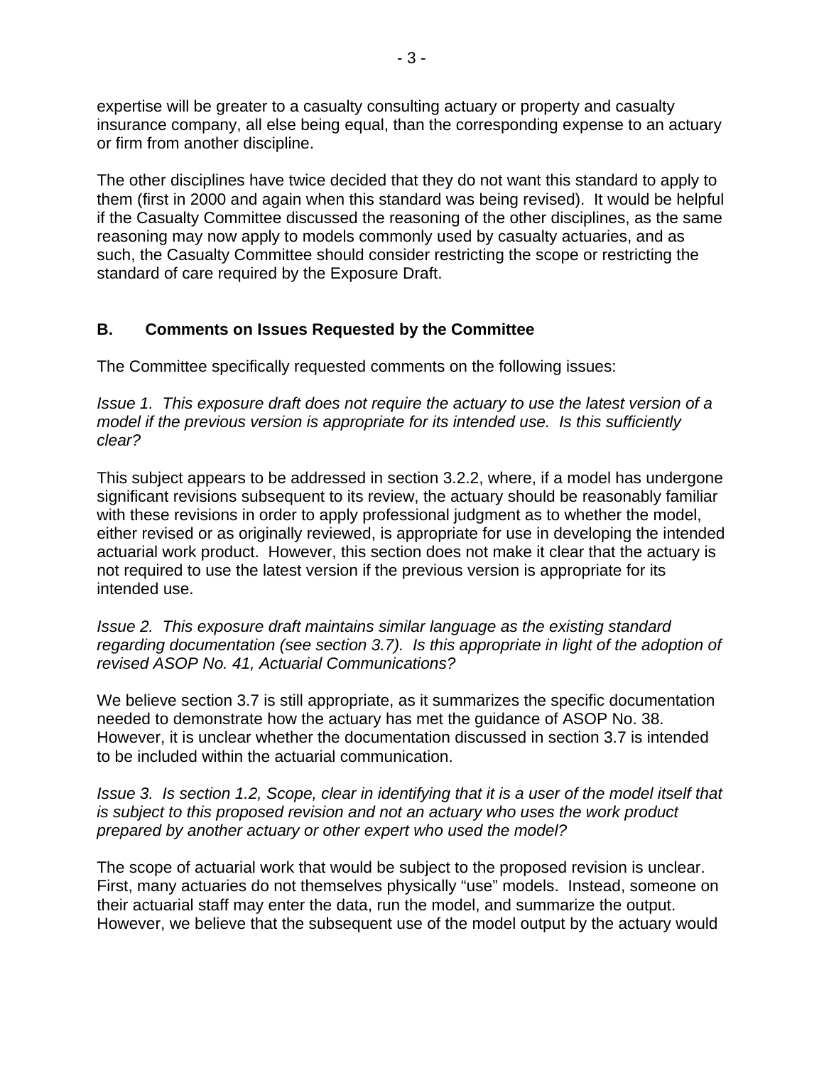expertise will be greater to a casualty consulting actuary or property and casualty insurance company, all else being equal, than the corresponding expense to an actuary or firm from another discipline.

The other disciplines have twice decided that they do not want this standard to apply to them (first in 2000 and again when this standard was being revised). It would be helpful if the Casualty Committee discussed the reasoning of the other disciplines, as the same reasoning may now apply to models commonly used by casualty actuaries, and as such, the Casualty Committee should consider restricting the scope or restricting the standard of care required by the Exposure Draft.

## B. Comments on Issues Requested by the Committee

The Committee specifically requested comments on the following issues:

*Issue 1. This exposure draft does not require the actuary to use the latest version of a model if the previous version is appropriate for its intended use. Is this sufficiently clear?*

This subject appears to be addressed in section 3.2.2, where, if a model has undergone significant revisions subsequent to its review, the actuary should be reasonably familiar with these revisions in order to apply professional judgment as to whether the model, either revised or as originally reviewed, is appropriate for use in developing the intended actuarial work product. However, this section does not make it clear that the actuary is not required to use the latest version if the previous version is appropriate for its intended use.

*Issue 2. This exposure draft maintains similar language as the existing standard regarding documentation (see section 3.7). Is this appropriate in light of the adoption of revised ASOP No. 41, Actuarial Communications?*

We believe section 3.7 is still appropriate, as it summarizes the specific documentation needed to demonstrate how the actuary has met the guidance of ASOP No. 38. However, it is unclear whether the documentation discussed in section 3.7 is intended to be included within the actuarial communication.

*Issue 3. Is section 1.2, Scope, clear in identifying that it is a user of the model itself that is subject to this proposed revision and not an actuary who uses the work product prepared by another actuary or other expert who used the model?*

The scope of actuarial work that would be subject to the proposed revision is unclear. First, many actuaries do not themselves physically "use" models. Instead, someone on their actuarial staff may enter the data, run the model, and summarize the output. However, we believe that the subsequent use of the model output by the actuary would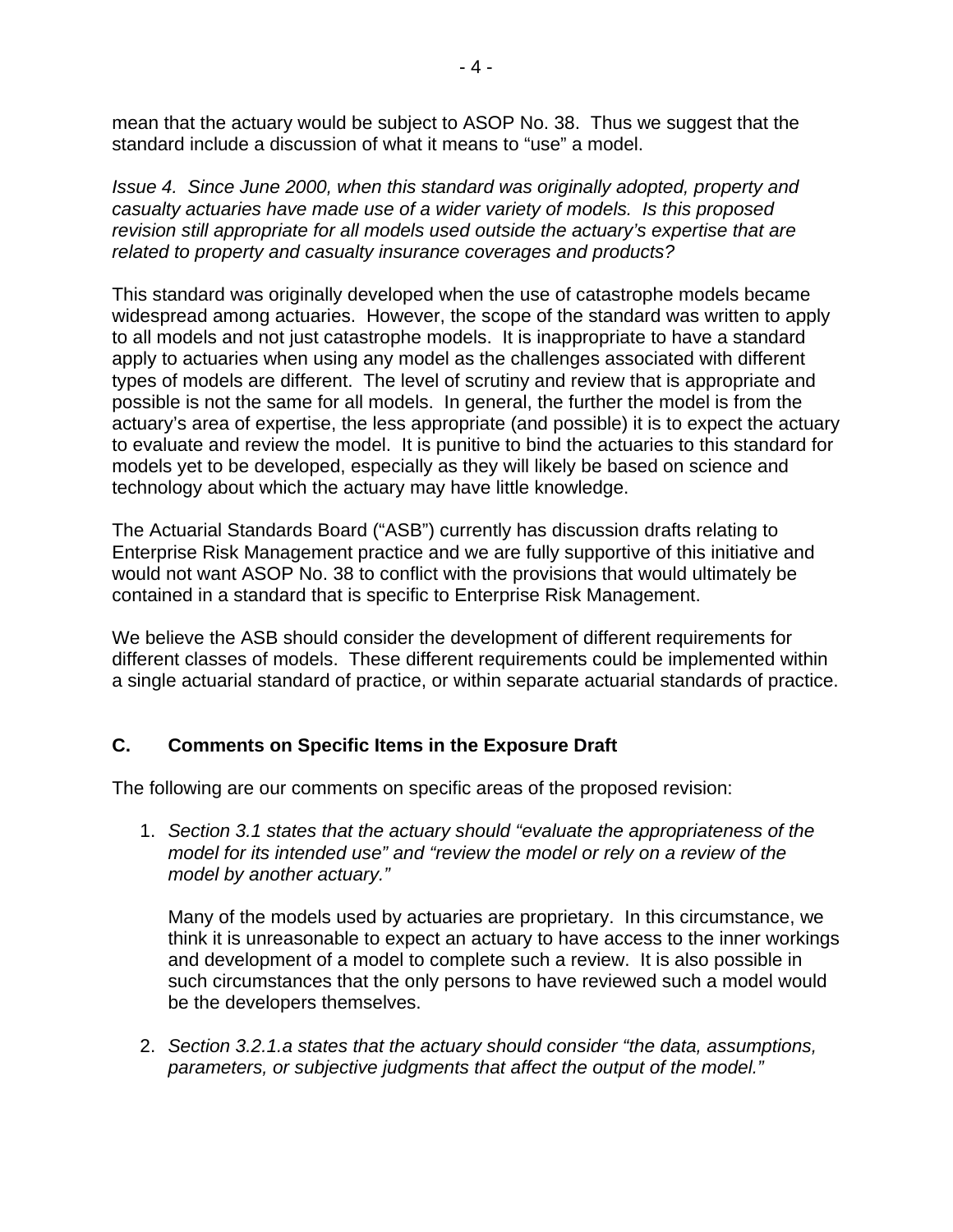mean that the actuary would be subject to ASOP No. 38. Thus we suggest that the standard include a discussion of what it means to "use" a model.

*Issue 4. Since June 2000, when this standard was originally adopted, property and casualty actuaries have made use of a wider variety of models. Is this proposed revision still appropriate for all models used outside the actuary's expertise that are related to property and casualty insurance coverages and products?*

This standard was originally developed when the use of catastrophe models became widespread among actuaries. However, the scope of the standard was written to apply to all models and not just catastrophe models. It is inappropriate to have a standard apply to actuaries when using any model as the challenges associated with different types of models are different. The level of scrutiny and review that is appropriate and possible is not the same for all models. In general, the further the model is from the actuary's area of expertise, the less appropriate (and possible) it is to expect the actuary to evaluate and review the model. It is punitive to bind the actuaries to this standard for models yet to be developed, especially as they will likely be based on science and technology about which the actuary may have little knowledge.

The Actuarial Standards Board ("ASB") currently has discussion drafts relating to Enterprise Risk Management practice and we are fully supportive of this initiative and would not want ASOP No. 38 to conflict with the provisions that would ultimately be contained in a standard that is specific to Enterprise Risk Management.

We believe the ASB should consider the development of different requirements for different classes of models. These different requirements could be implemented within a single actuarial standard of practice, or within separate actuarial standards of practice.

## C. Comments on Specific Items in the Exposure Draft

The following are our comments on specific areas of the proposed revision:

1. *Section 3.1 states that the actuary should "evaluate the appropriateness of the model for its intended use" and "review the model or rely on a review of the model by another actuary."*

   Many of the models used by actuaries are proprietary. In this circumstance, we think it is unreasonable to expect an actuary to have access to the inner workings and development of a model to complete such a review. It is also possible in such circumstances that the only persons to have reviewed such a model would be the developers themselves.

2. *Section 3.2.1.a states that the actuary should consider "the data, assumptions, parameters, or subjective judgments that affect the output of the model."*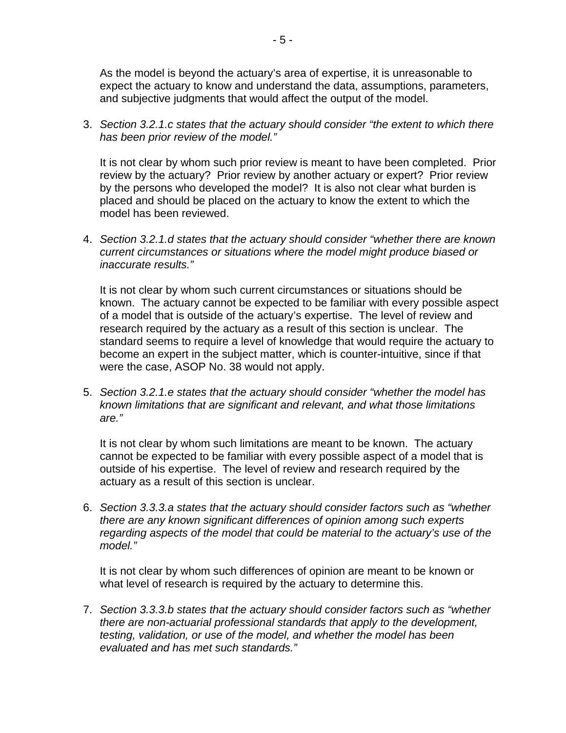As the model is beyond the actuary's area of expertise, it is unreasonable to expect the actuary to know and understand the data, assumptions, parameters, and subjective judgments that would affect the output of the model.

3. *Section 3.2.1.c states that the actuary should consider "the extent to which there has been prior review of the model."*

   It is not clear by whom such prior review is meant to have been completed. Prior review by the actuary? Prior review by another actuary or expert? Prior review by the persons who developed the model? It is also not clear what burden is placed and should be placed on the actuary to know the extent to which the model has been reviewed.

4. *Section 3.2.1.d states that the actuary should consider "whether there are known current circumstances or situations where the model might produce biased or inaccurate results."*

   It is not clear by whom such current circumstances or situations should be known. The actuary cannot be expected to be familiar with every possible aspect of a model that is outside of the actuary's expertise. The level of review and research required by the actuary as a result of this section is unclear. The standard seems to require a level of knowledge that would require the actuary to become an expert in the subject matter, which is counter-intuitive, since if that were the case, ASOP No. 38 would not apply.

5. *Section 3.2.1.e states that the actuary should consider "whether the model has known limitations that are significant and relevant, and what those limitations are."*

   It is not clear by whom such limitations are meant to be known. The actuary cannot be expected to be familiar with every possible aspect of a model that is outside of his expertise. The level of review and research required by the actuary as a result of this section is unclear.

6. *Section 3.3.3.a states that the actuary should consider factors such as "whether there are any known significant differences of opinion among such experts regarding aspects of the model that could be material to the actuary's use of the model."*

   It is not clear by whom such differences of opinion are meant to be known or what level of research is required by the actuary to determine this.

7. *Section 3.3.3.b states that the actuary should consider factors such as "whether there are non-actuarial professional standards that apply to the development, testing, validation, or use of the model, and whether the model has been evaluated and has met such standards."*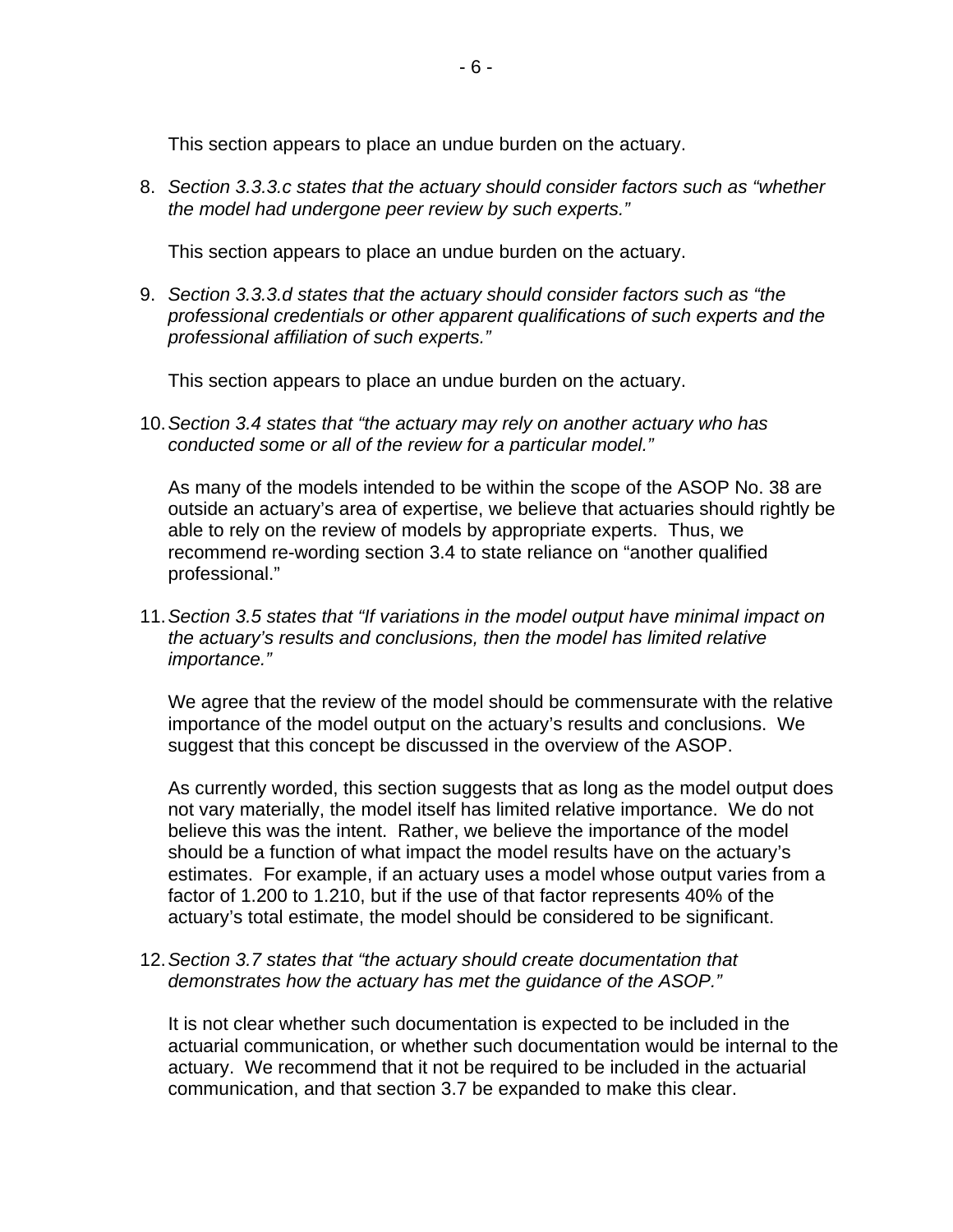This section appears to place an undue burden on the actuary.

8. *Section 3.3.3.c states that the actuary should consider factors such as "whether the model had undergone peer review by such experts."*

   This section appears to place an undue burden on the actuary.

9. *Section 3.3.3.d states that the actuary should consider factors such as "the professional credentials or other apparent qualifications of such experts and the professional affiliation of such experts."*

   This section appears to place an undue burden on the actuary.

10. *Section 3.4 states that "the actuary may rely on another actuary who has conducted some or all of the review for a particular model."*

    As many of the models intended to be within the scope of the ASOP No. 38 are outside an actuary's area of expertise, we believe that actuaries should rightly be able to rely on the review of models by appropriate experts. Thus, we recommend re-wording section 3.4 to state reliance on "another qualified professional."

11. *Section 3.5 states that "If variations in the model output have minimal impact on the actuary's results and conclusions, then the model has limited relative importance."*

    We agree that the review of the model should be commensurate with the relative importance of the model output on the actuary's results and conclusions. We suggest that this concept be discussed in the overview of the ASOP.

    As currently worded, this section suggests that as long as the model output does not vary materially, the model itself has limited relative importance. We do not believe this was the intent. Rather, we believe the importance of the model should be a function of what impact the model results have on the actuary's estimates. For example, if an actuary uses a model whose output varies from a factor of 1.200 to 1.210, but if the use of that factor represents 40% of the actuary's total estimate, the model should be considered to be significant.

12. *Section 3.7 states that "the actuary should create documentation that demonstrates how the actuary has met the guidance of the ASOP."*

    It is not clear whether such documentation is expected to be included in the actuarial communication, or whether such documentation would be internal to the actuary. We recommend that it not be required to be included in the actuarial communication, and that section 3.7 be expanded to make this clear.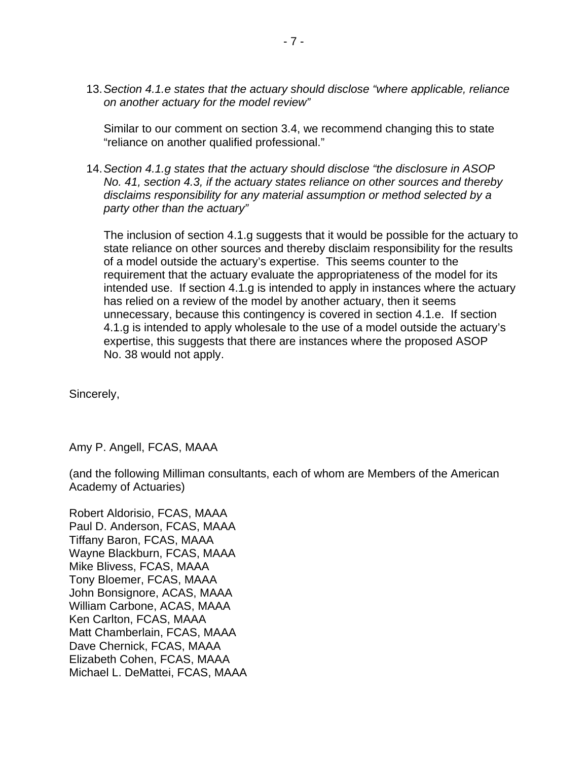13. *Section 4.1.e states that the actuary should disclose "where applicable, reliance on another actuary for the model review"*

    Similar to our comment on section 3.4, we recommend changing this to state "reliance on another qualified professional."

14. *Section 4.1.g states that the actuary should disclose "the disclosure in ASOP No. 41, section 4.3, if the actuary states reliance on other sources and thereby disclaims responsibility for any material assumption or method selected by a party other than the actuary"*

    The inclusion of section 4.1.g suggests that it would be possible for the actuary to state reliance on other sources and thereby disclaim responsibility for the results of a model outside the actuary's expertise. This seems counter to the requirement that the actuary evaluate the appropriateness of the model for its intended use. If section 4.1.g is intended to apply in instances where the actuary has relied on a review of the model by another actuary, then it seems unnecessary, because this contingency is covered in section 4.1.e. If section 4.1.g is intended to apply wholesale to the use of a model outside the actuary's expertise, this suggests that there are instances where the proposed ASOP No. 38 would not apply.

Sincerely,

Amy P. Angell, FCAS, MAAA

(and the following Milliman consultants, each of whom are Members of the American Academy of Actuaries)

Robert Aldorisio, FCAS, MAAA
Paul D. Anderson, FCAS, MAAA
Tiffany Baron, FCAS, MAAA
Wayne Blackburn, FCAS, MAAA
Mike Blivess, FCAS, MAAA
Tony Bloemer, FCAS, MAAA
John Bonsignore, ACAS, MAAA
William Carbone, ACAS, MAAA
Ken Carlton, FCAS, MAAA
Matt Chamberlain, FCAS, MAAA
Dave Chernick, FCAS, MAAA
Elizabeth Cohen, FCAS, MAAA
Michael L. DeMattei, FCAS, MAAA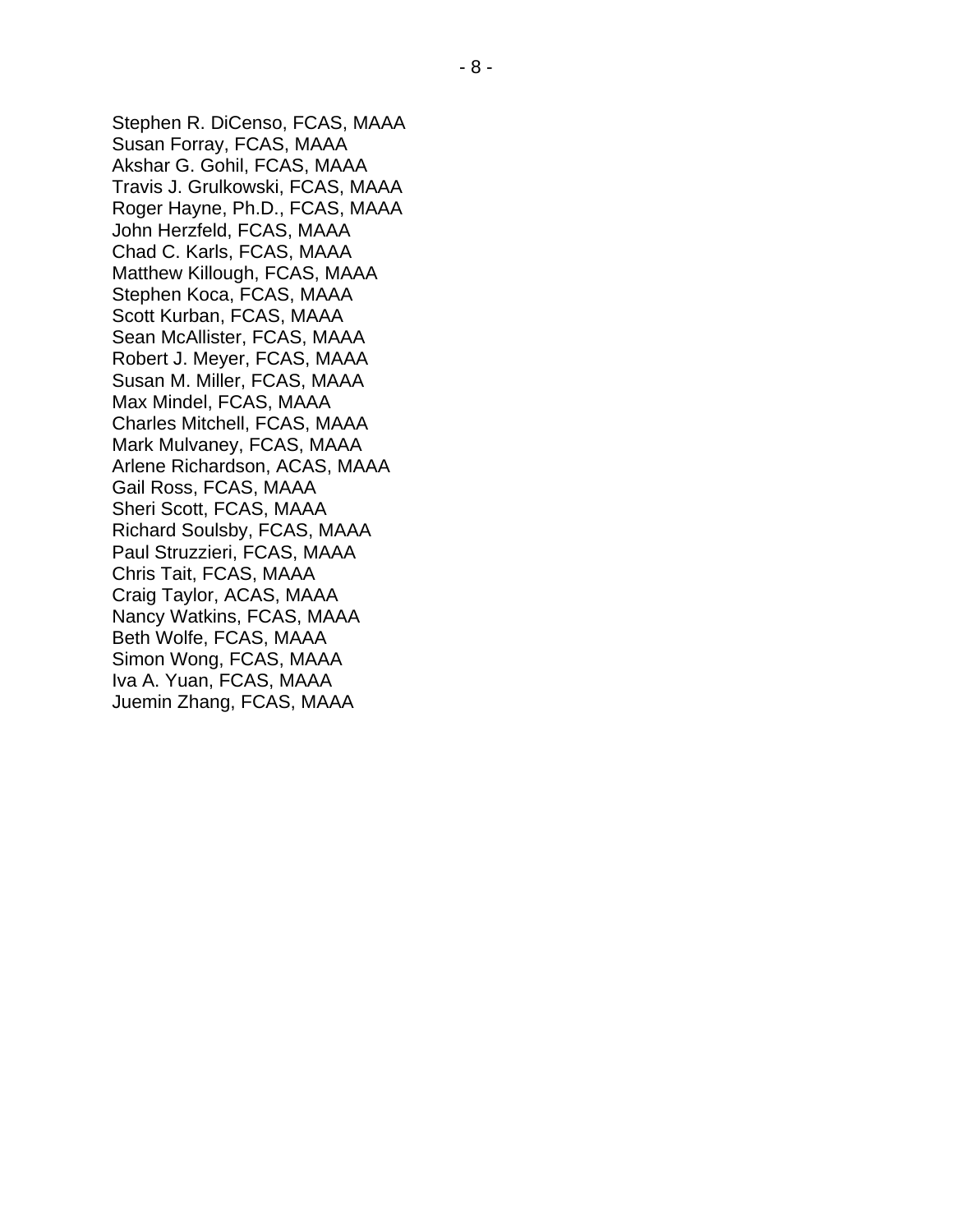Stephen R. DiCenso, FCAS, MAAA  
Susan Forray, FCAS, MAAA  
Akshar G. Gohil, FCAS, MAAA  
Travis J. Grulkowski, FCAS, MAAA  
Roger Hayne, Ph.D., FCAS, MAAA  
John Herzfeld, FCAS, MAAA  
Chad C. Karls, FCAS, MAAA  
Matthew Killough, FCAS, MAAA  
Stephen Koca, FCAS, MAAA  
Scott Kurban, FCAS, MAAA  
Sean McAllister, FCAS, MAAA  
Robert J. Meyer, FCAS, MAAA  
Susan M. Miller, FCAS, MAAA  
Max Mindel, FCAS, MAAA  
Charles Mitchell, FCAS, MAAA  
Mark Mulvaney, FCAS, MAAA  
Arlene Richardson, ACAS, MAAA  
Gail Ross, FCAS, MAAA  
Sheri Scott, FCAS, MAAA  
Richard Soulsby, FCAS, MAAA  
Paul Struzzieri, FCAS, MAAA  
Chris Tait, FCAS, MAAA  
Craig Taylor, ACAS, MAAA  
Nancy Watkins, FCAS, MAAA  
Beth Wolfe, FCAS, MAAA  
Simon Wong, FCAS, MAAA  
Iva A. Yuan, FCAS, MAAA  
Juemin Zhang, FCAS, MAAA